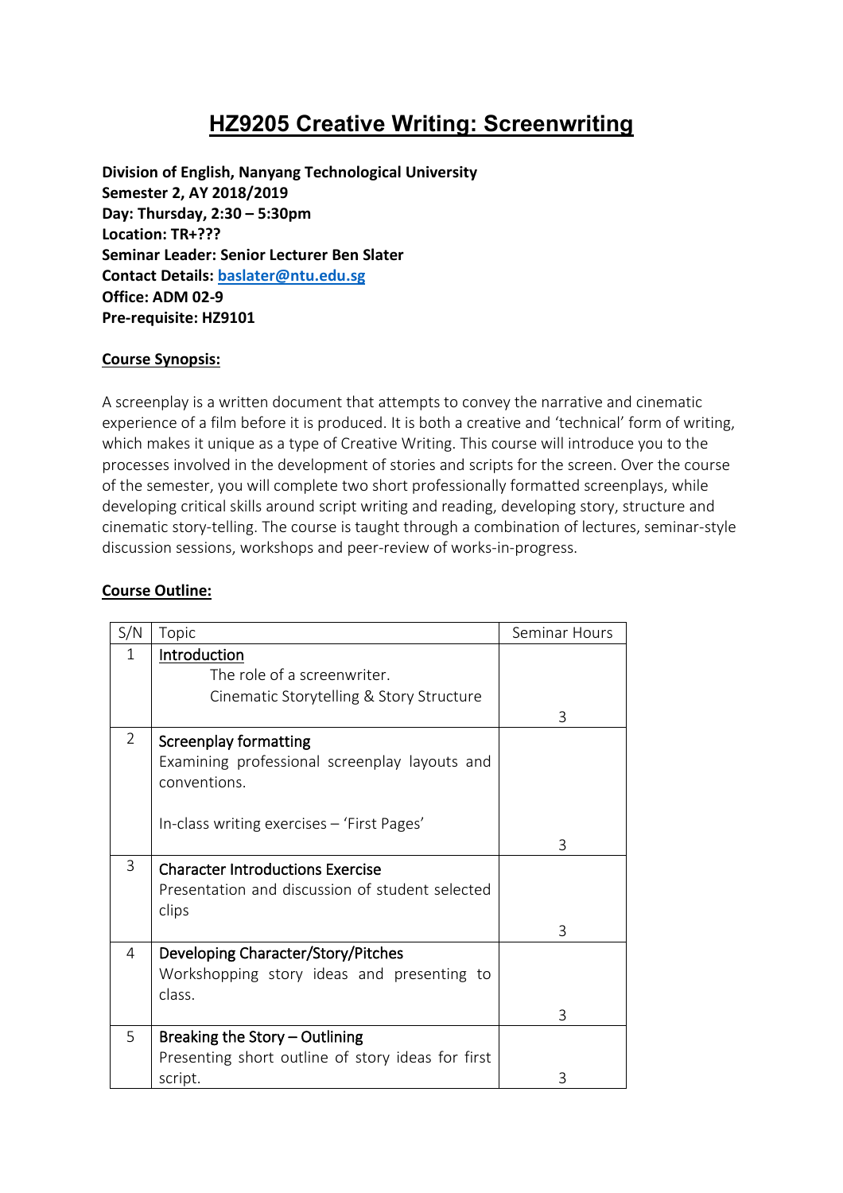# HZ9205 Creative Writing: Screenwriting

**Division of English, Nanyang Technological University**
**Semester 2, AY 2018/2019**
**Day: Thursday, 2:30 – 5:30pm**
**Location: TR+???**
**Seminar Leader: Senior Lecturer Ben Slater**
**Contact Details: [baslater@ntu.edu.sg](mailto:baslater@ntu.edu.sg)**
**Office: ADM 02-9**
**Pre-requisite: HZ9101**

## Course Synopsis:

A screenplay is a written document that attempts to convey the narrative and cinematic experience of a film before it is produced. It is both a creative and 'technical' form of writing, which makes it unique as a type of Creative Writing. This course will introduce you to the processes involved in the development of stories and scripts for the screen. Over the course of the semester, you will complete two short professionally formatted screenplays, while developing critical skills around script writing and reading, developing story, structure and cinematic story-telling. The course is taught through a combination of lectures, seminar-style discussion sessions, workshops and peer-review of works-in-progress.

## Course Outline:

| S/N | Topic | Seminar Hours |
|---|---|---|
| 1 | Introduction<br>The role of a screenwriter.<br>Cinematic Storytelling & Story Structure | 3 |
| 2 | Screenplay formatting<br>Examining professional screenplay layouts and conventions.<br><br>In-class writing exercises – 'First Pages' | 3 |
| 3 | Character Introductions Exercise<br>Presentation and discussion of student selected clips | 3 |
| 4 | Developing Character/Story/Pitches<br>Workshopping story ideas and presenting to class. | 3 |
| 5 | Breaking the Story – Outlining<br>Presenting short outline of story ideas for first script. | 3 |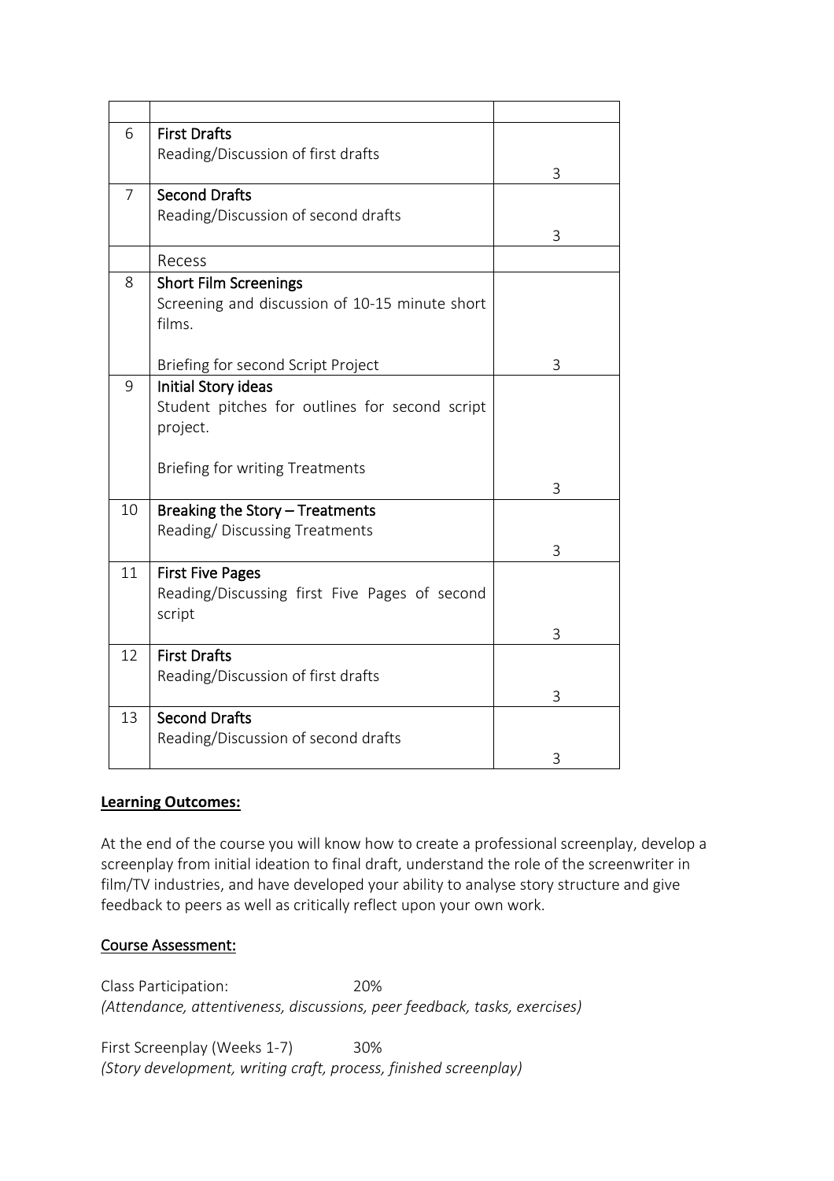| | | |
|---|---|---|
| 6 | **First Drafts**<br>Reading/Discussion of first drafts | 3 |
| 7 | **Second Drafts**<br>Reading/Discussion of second drafts | 3 |
| | Recess | |
| 8 | **Short Film Screenings**<br>Screening and discussion of 10-15 minute short films.<br><br>Briefing for second Script Project | 3 |
| 9 | **Initial Story ideas**<br>Student pitches for outlines for second script project.<br><br>Briefing for writing Treatments | 3 |
| 10 | **Breaking the Story – Treatments**<br>Reading/ Discussing Treatments | 3 |
| 11 | **First Five Pages**<br>Reading/Discussing first Five Pages of second script | 3 |
| 12 | **First Drafts**<br>Reading/Discussion of first drafts | 3 |
| 13 | **Second Drafts**<br>Reading/Discussion of second drafts | 3 |

**Learning Outcomes:**

At the end of the course you will know how to create a professional screenplay, develop a screenplay from initial ideation to final draft, understand the role of the screenwriter in film/TV industries, and have developed your ability to analyse story structure and give feedback to peers as well as critically reflect upon your own work.

Course Assessment:

Class Participation: 20%
*(Attendance, attentiveness, discussions, peer feedback, tasks, exercises)*

First Screenplay (Weeks 1-7) 30%
*(Story development, writing craft, process, finished screenplay)*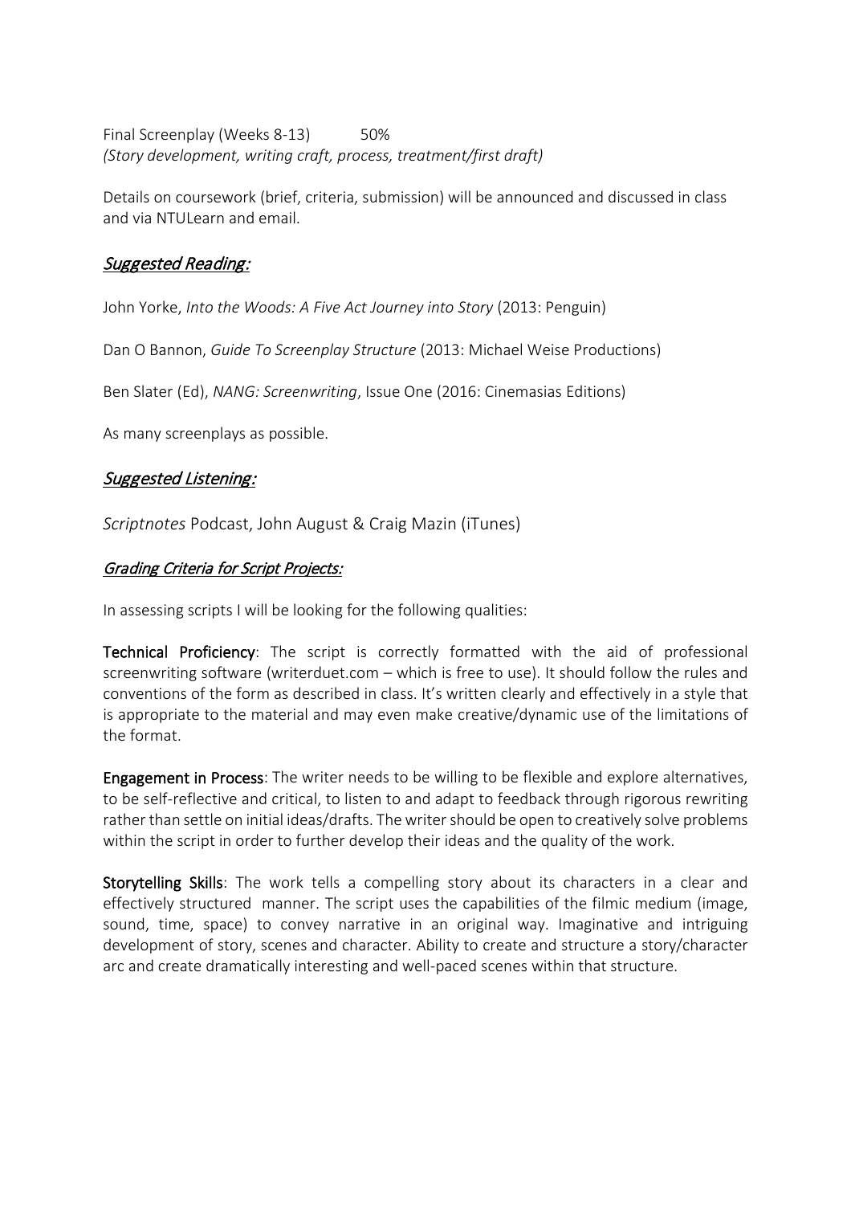Final Screenplay (Weeks 8-13) 50%
*(Story development, writing craft, process, treatment/first draft)*

Details on coursework (brief, criteria, submission) will be announced and discussed in class and via NTULearn and email.

## *Suggested Reading:*

John Yorke, *Into the Woods: A Five Act Journey into Story* (2013: Penguin)

Dan O Bannon, *Guide To Screenplay Structure* (2013: Michael Weise Productions)

Ben Slater (Ed), *NANG: Screenwriting*, Issue One (2016: Cinemasias Editions)

As many screenplays as possible.

## *Suggested Listening:*

*Scriptnotes* Podcast, John August & Craig Mazin (iTunes)

### *Grading Criteria for Script Projects:*

In assessing scripts I will be looking for the following qualities:

**Technical Proficiency**: The script is correctly formatted with the aid of professional screenwriting software (writerduet.com – which is free to use). It should follow the rules and conventions of the form as described in class. It's written clearly and effectively in a style that is appropriate to the material and may even make creative/dynamic use of the limitations of the format.

**Engagement in Process**: The writer needs to be willing to be flexible and explore alternatives, to be self-reflective and critical, to listen to and adapt to feedback through rigorous rewriting rather than settle on initial ideas/drafts. The writer should be open to creatively solve problems within the script in order to further develop their ideas and the quality of the work.

**Storytelling Skills**: The work tells a compelling story about its characters in a clear and effectively structured manner. The script uses the capabilities of the filmic medium (image, sound, time, space) to convey narrative in an original way. Imaginative and intriguing development of story, scenes and character. Ability to create and structure a story/character arc and create dramatically interesting and well-paced scenes within that structure.